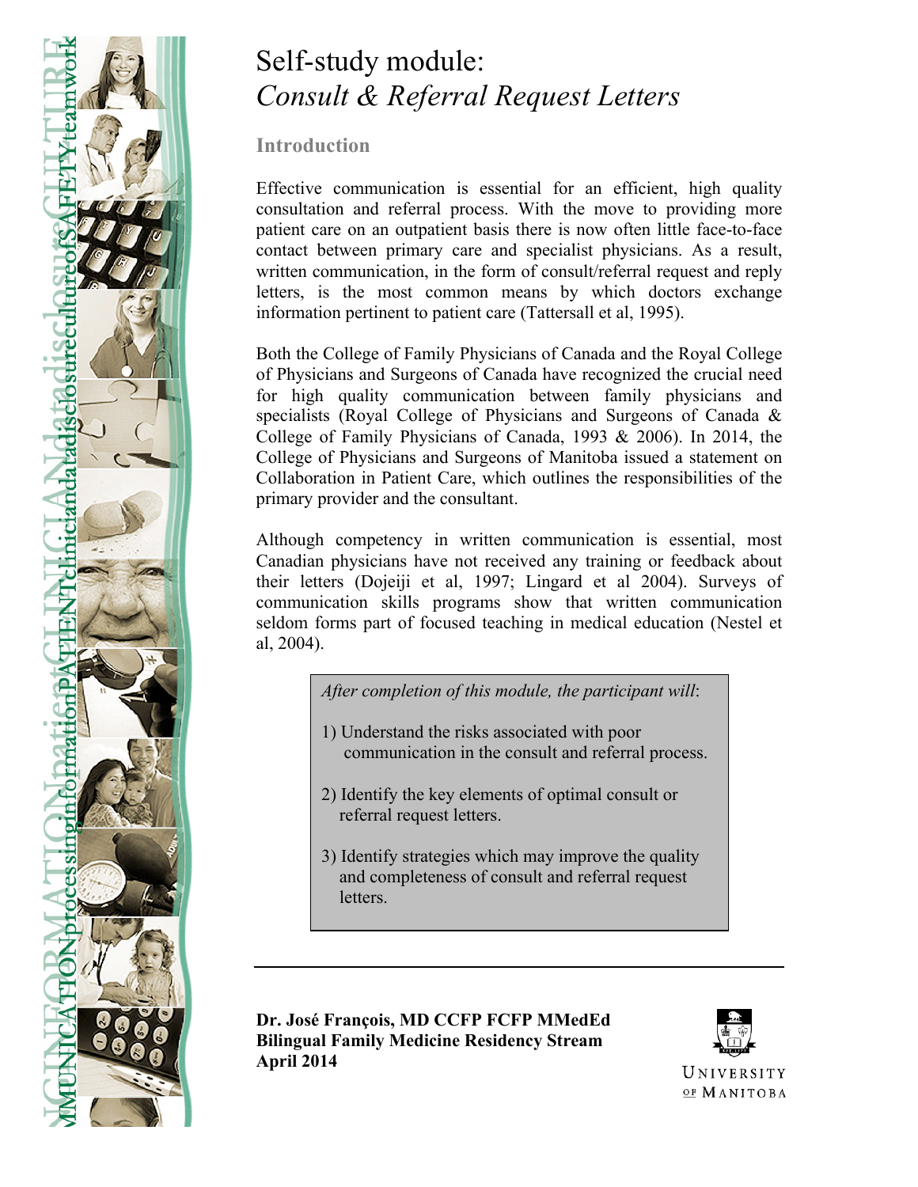# Self-study module: *Consult & Referral Request Letters*

## Introduction

Effective communication is essential for an efficient, high quality consultation and referral process. With the move to providing more patient care on an outpatient basis there is now often little face-to-face contact between primary care and specialist physicians. As a result, written communication, in the form of consult/referral request and reply letters, is the most common means by which doctors exchange information pertinent to patient care (Tattersall et al, 1995).

Both the College of Family Physicians of Canada and the Royal College of Physicians and Surgeons of Canada have recognized the crucial need for high quality communication between family physicians and specialists (Royal College of Physicians and Surgeons of Canada & College of Family Physicians of Canada, 1993 & 2006). In 2014, the College of Physicians and Surgeons of Manitoba issued a statement on Collaboration in Patient Care, which outlines the responsibilities of the primary provider and the consultant.

Although competency in written communication is essential, most Canadian physicians have not received any training or feedback about their letters (Dojeiji et al, 1997; Lingard et al 2004). Surveys of communication skills programs show that written communication seldom forms part of focused teaching in medical education (Nestel et al, 2004).

> *After completion of this module, the participant will*:
>
> 1) Understand the risks associated with poor communication in the consult and referral process.
>
> 2) Identify the key elements of optimal consult or referral request letters.
>
> 3) Identify strategies which may improve the quality and completeness of consult and referral request letters.

---

**Dr. José François, MD CCFP FCFP MMedEd**
**Bilingual Family Medicine Residency Stream**
**April 2014**

University of Manitoba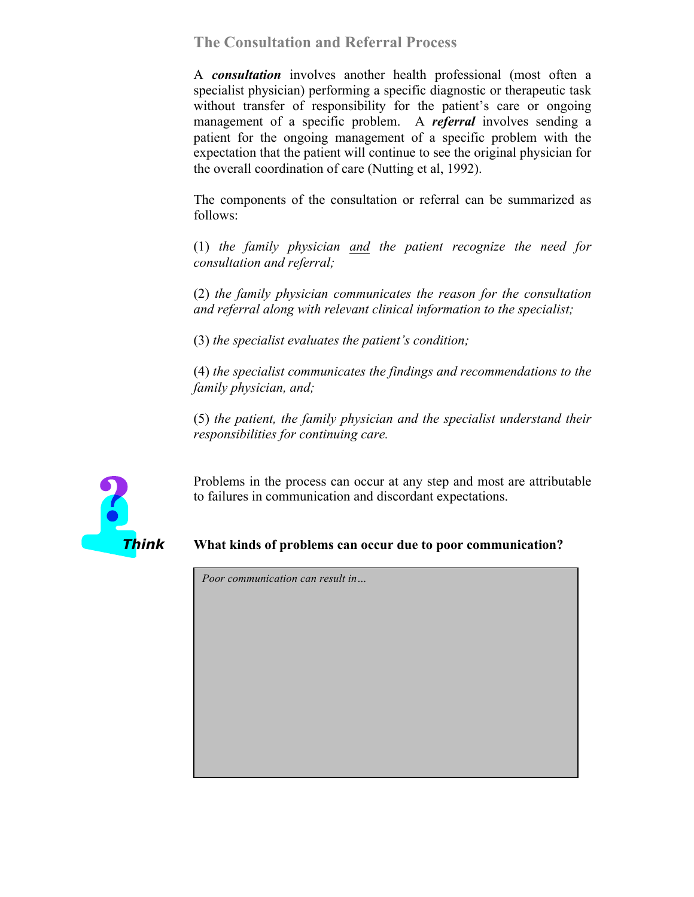## The Consultation and Referral Process

A ***consultation*** involves another health professional (most often a specialist physician) performing a specific diagnostic or therapeutic task without transfer of responsibility for the patient's care or ongoing management of a specific problem. A ***referral*** involves sending a patient for the ongoing management of a specific problem with the expectation that the patient will continue to see the original physician for the overall coordination of care (Nutting et al, 1992).

The components of the consultation or referral can be summarized as follows:

(1) *the family physician <u>and</u> the patient recognize the need for consultation and referral;*

(2) *the family physician communicates the reason for the consultation and referral along with relevant clinical information to the specialist;*

(3) *the specialist evaluates the patient's condition;*

(4) *the specialist communicates the findings and recommendations to the family physician, and;*

(5) *the patient, the family physician and the specialist understand their responsibilities for continuing care.*

Problems in the process can occur at any step and most are attributable to failures in communication and discordant expectations.

***Think***

**What kinds of problems can occur due to poor communication?**

*Poor communication can result in…*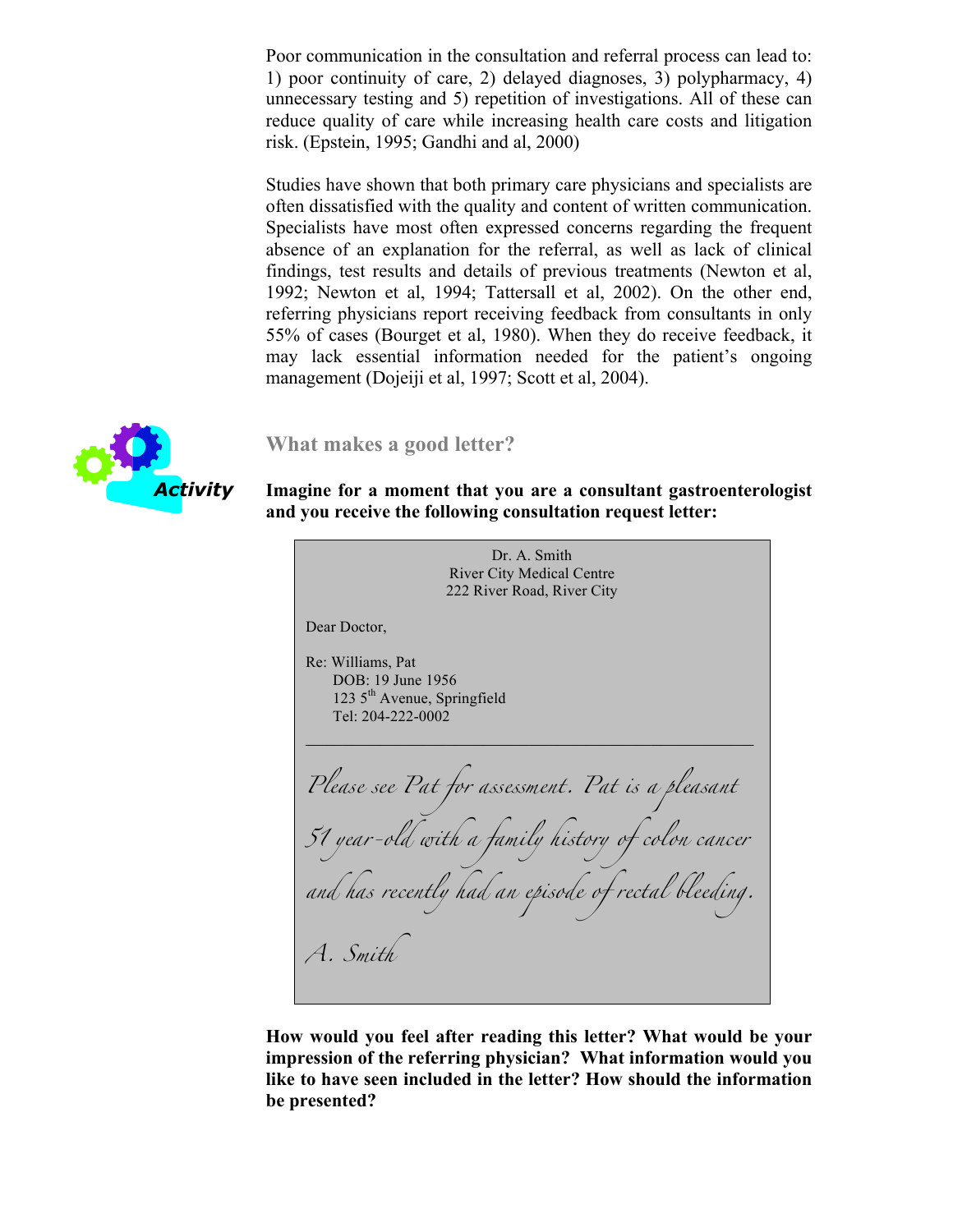Poor communication in the consultation and referral process can lead to: 1) poor continuity of care, 2) delayed diagnoses, 3) polypharmacy, 4) unnecessary testing and 5) repetition of investigations. All of these can reduce quality of care while increasing health care costs and litigation risk. (Epstein, 1995; Gandhi and al, 2000)

Studies have shown that both primary care physicians and specialists are often dissatisfied with the quality and content of written communication. Specialists have most often expressed concerns regarding the frequent absence of an explanation for the referral, as well as lack of clinical findings, test results and details of previous treatments (Newton et al, 1992; Newton et al, 1994; Tattersall et al, 2002). On the other end, referring physicians report receiving feedback from consultants in only 55% of cases (Bourget et al, 1980). When they do receive feedback, it may lack essential information needed for the patient's ongoing management (Dojeiji et al, 1997; Scott et al, 2004).

Activity

## What makes a good letter?

**Imagine for a moment that you are a consultant gastroenterologist and you receive the following consultation request letter:**

> Dr. A. Smith
> River City Medical Centre
> 222 River Road, River City
>
> Dear Doctor,
>
> Re: Williams, Pat
> DOB: 19 June 1956
> 123 5th Avenue, Springfield
> Tel: 204-222-0002
>
> ---
>
> *Please see Pat for assessment. Pat is a pleasant 51 year-old with a family history of colon cancer and has recently had an episode of rectal bleeding.*
>
> *A. Smith*

**How would you feel after reading this letter? What would be your impression of the referring physician? What information would you like to have seen included in the letter? How should the information be presented?**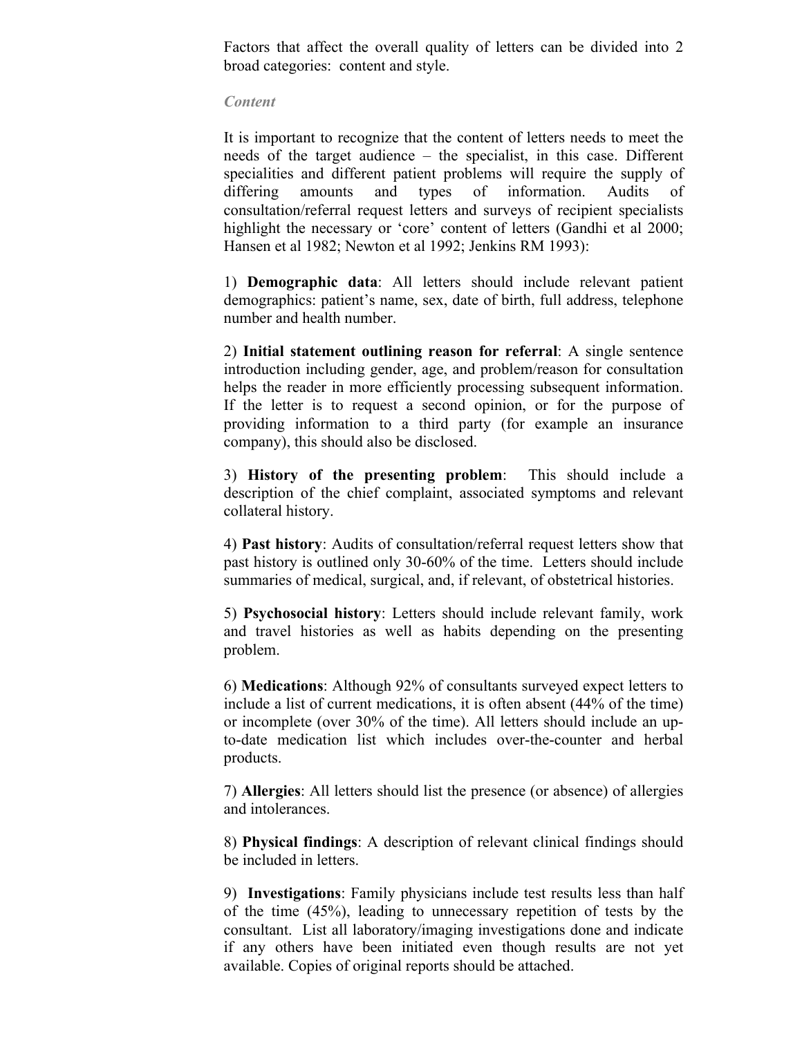Factors that affect the overall quality of letters can be divided into 2 broad categories: content and style.

### *Content*

It is important to recognize that the content of letters needs to meet the needs of the target audience – the specialist, in this case. Different specialities and different patient problems will require the supply of differing amounts and types of information. Audits of consultation/referral request letters and surveys of recipient specialists highlight the necessary or 'core' content of letters (Gandhi et al 2000; Hansen et al 1982; Newton et al 1992; Jenkins RM 1993):

1) **Demographic data**: All letters should include relevant patient demographics: patient's name, sex, date of birth, full address, telephone number and health number.

2) **Initial statement outlining reason for referral**: A single sentence introduction including gender, age, and problem/reason for consultation helps the reader in more efficiently processing subsequent information. If the letter is to request a second opinion, or for the purpose of providing information to a third party (for example an insurance company), this should also be disclosed.

3) **History of the presenting problem**: This should include a description of the chief complaint, associated symptoms and relevant collateral history.

4) **Past history**: Audits of consultation/referral request letters show that past history is outlined only 30-60% of the time. Letters should include summaries of medical, surgical, and, if relevant, of obstetrical histories.

5) **Psychosocial history**: Letters should include relevant family, work and travel histories as well as habits depending on the presenting problem.

6) **Medications**: Although 92% of consultants surveyed expect letters to include a list of current medications, it is often absent (44% of the time) or incomplete (over 30% of the time). All letters should include an up-to-date medication list which includes over-the-counter and herbal products.

7) **Allergies**: All letters should list the presence (or absence) of allergies and intolerances.

8) **Physical findings**: A description of relevant clinical findings should be included in letters.

9) **Investigations**: Family physicians include test results less than half of the time (45%), leading to unnecessary repetition of tests by the consultant. List all laboratory/imaging investigations done and indicate if any others have been initiated even though results are not yet available. Copies of original reports should be attached.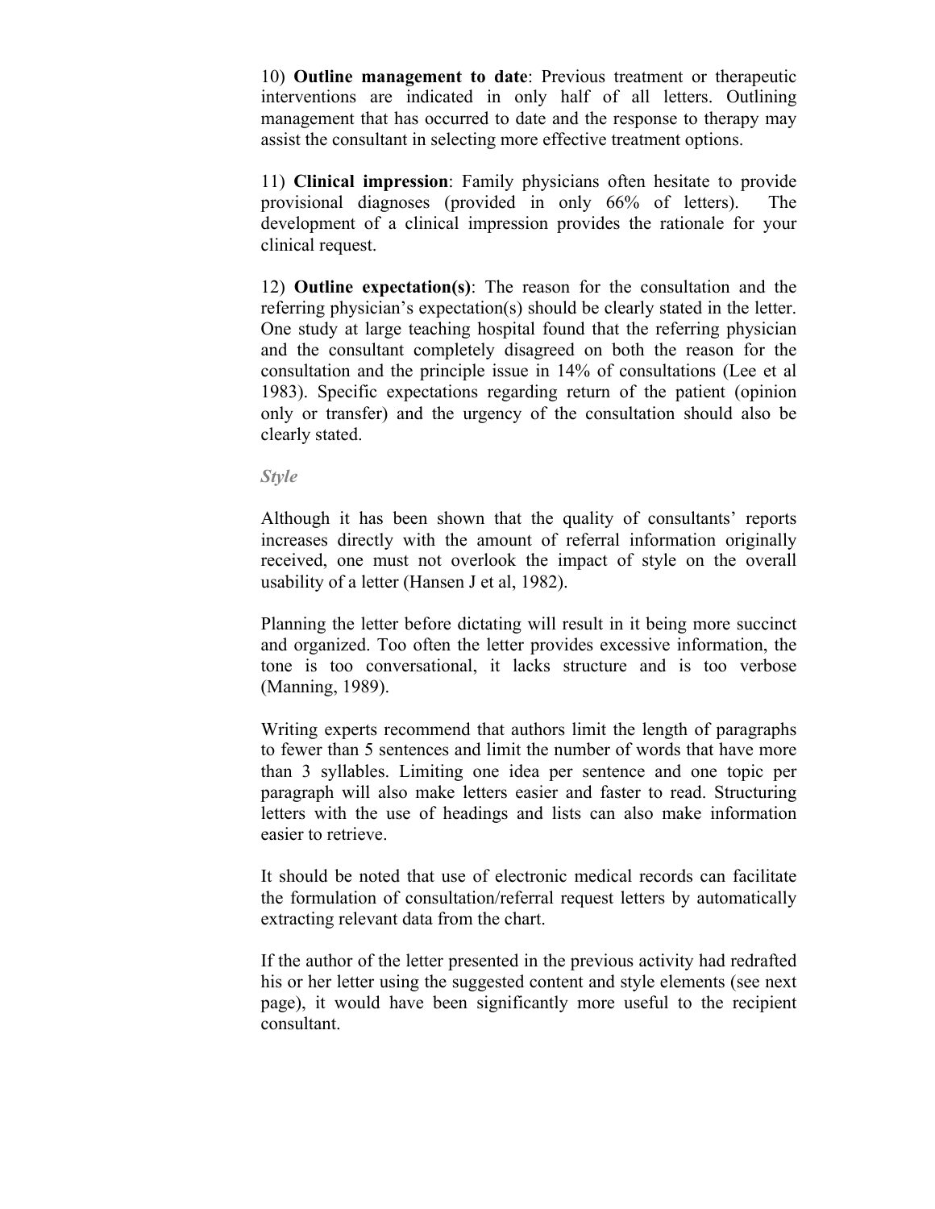10) **Outline management to date**: Previous treatment or therapeutic interventions are indicated in only half of all letters. Outlining management that has occurred to date and the response to therapy may assist the consultant in selecting more effective treatment options.

11) **Clinical impression**: Family physicians often hesitate to provide provisional diagnoses (provided in only 66% of letters). The development of a clinical impression provides the rationale for your clinical request.

12) **Outline expectation(s)**: The reason for the consultation and the referring physician's expectation(s) should be clearly stated in the letter. One study at large teaching hospital found that the referring physician and the consultant completely disagreed on both the reason for the consultation and the principle issue in 14% of consultations (Lee et al 1983). Specific expectations regarding return of the patient (opinion only or transfer) and the urgency of the consultation should also be clearly stated.

***Style***

Although it has been shown that the quality of consultants' reports increases directly with the amount of referral information originally received, one must not overlook the impact of style on the overall usability of a letter (Hansen J et al, 1982).

Planning the letter before dictating will result in it being more succinct and organized. Too often the letter provides excessive information, the tone is too conversational, it lacks structure and is too verbose (Manning, 1989).

Writing experts recommend that authors limit the length of paragraphs to fewer than 5 sentences and limit the number of words that have more than 3 syllables. Limiting one idea per sentence and one topic per paragraph will also make letters easier and faster to read. Structuring letters with the use of headings and lists can also make information easier to retrieve.

It should be noted that use of electronic medical records can facilitate the formulation of consultation/referral request letters by automatically extracting relevant data from the chart.

If the author of the letter presented in the previous activity had redrafted his or her letter using the suggested content and style elements (see next page), it would have been significantly more useful to the recipient consultant.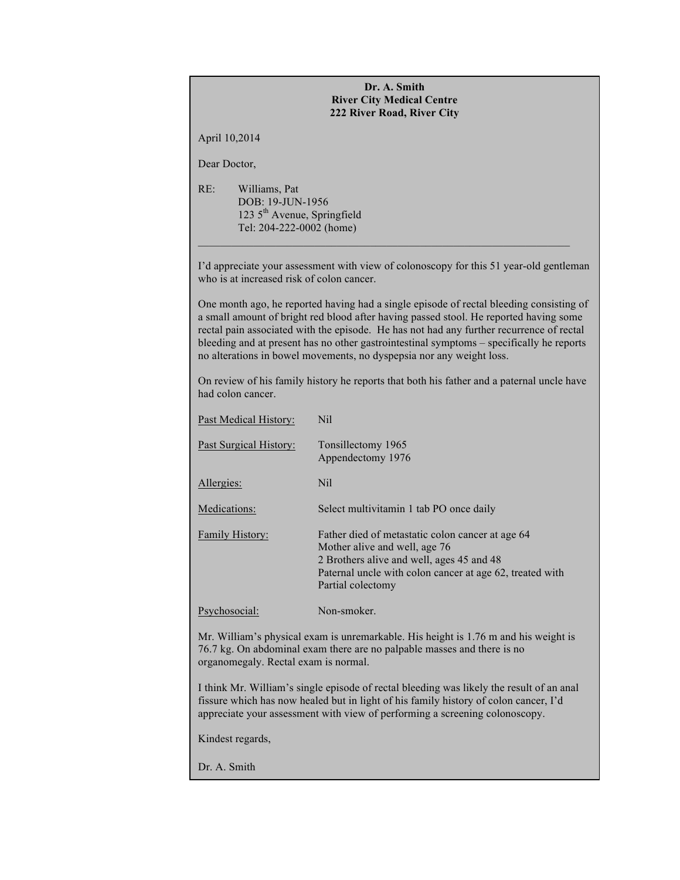**Dr. A. Smith**
**River City Medical Centre**
**222 River Road, River City**

April 10,2014

Dear Doctor,

RE: Williams, Pat
DOB: 19-JUN-1956
123 5th Avenue, Springfield
Tel: 204-222-0002 (home)

---

I'd appreciate your assessment with view of colonoscopy for this 51 year-old gentleman who is at increased risk of colon cancer.

One month ago, he reported having had a single episode of rectal bleeding consisting of a small amount of bright red blood after having passed stool. He reported having some rectal pain associated with the episode. He has not had any further recurrence of rectal bleeding and at present has no other gastrointestinal symptoms – specifically he reports no alterations in bowel movements, no dyspepsia nor any weight loss.

On review of his family history he reports that both his father and a paternal uncle have had colon cancer.

| | |
|---|---|
| Past Medical History: | Nil |
| Past Surgical History: | Tonsillectomy 1965<br>Appendectomy 1976 |
| Allergies: | Nil |
| Medications: | Select multivitamin 1 tab PO once daily |
| Family History: | Father died of metastatic colon cancer at age 64<br>Mother alive and well, age 76<br>2 Brothers alive and well, ages 45 and 48<br>Paternal uncle with colon cancer at age 62, treated with Partial colectomy |
| Psychosocial: | Non-smoker. |

Mr. William's physical exam is unremarkable. His height is 1.76 m and his weight is 76.7 kg. On abdominal exam there are no palpable masses and there is no organomegaly. Rectal exam is normal.

I think Mr. William's single episode of rectal bleeding was likely the result of an anal fissure which has now healed but in light of his family history of colon cancer, I'd appreciate your assessment with view of performing a screening colonoscopy.

Kindest regards,

Dr. A. Smith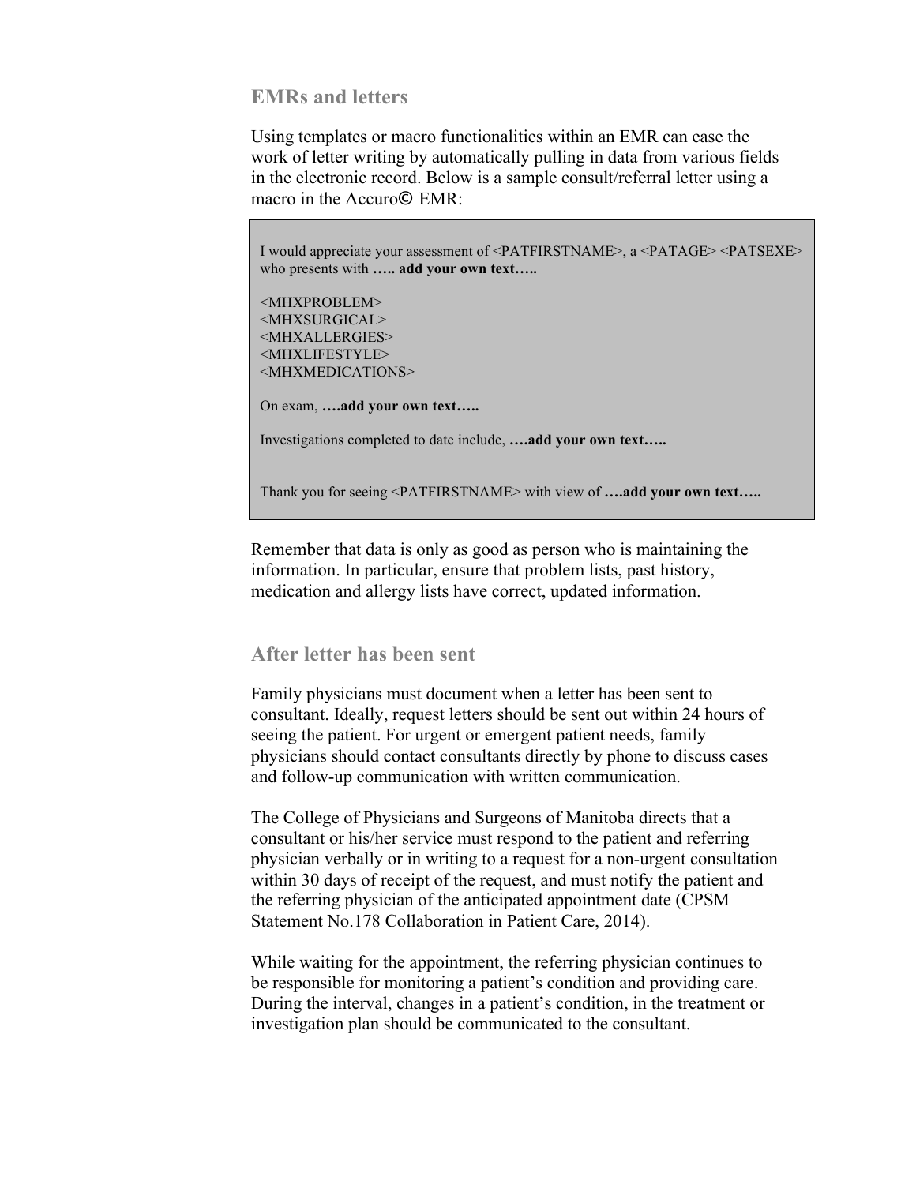## EMRs and letters

Using templates or macro functionalities within an EMR can ease the work of letter writing by automatically pulling in data from various fields in the electronic record. Below is a sample consult/referral letter using a macro in the Accuro© EMR:

> I would appreciate your assessment of <PATFIRSTNAME>, a <PATAGE> <PATSEXE> who presents with **….. add your own text…..**
>
> <MHXPROBLEM>
> <MHXSURGICAL>
> <MHXALLERGIES>
> <MHXLIFESTYLE>
> <MHXMEDICATIONS>
>
> On exam, **….add your own text…..**
>
> Investigations completed to date include, **….add your own text…..**
>
> Thank you for seeing <PATFIRSTNAME> with view of **….add your own text…..**

Remember that data is only as good as person who is maintaining the information. In particular, ensure that problem lists, past history, medication and allergy lists have correct, updated information.

## After letter has been sent

Family physicians must document when a letter has been sent to consultant. Ideally, request letters should be sent out within 24 hours of seeing the patient. For urgent or emergent patient needs, family physicians should contact consultants directly by phone to discuss cases and follow-up communication with written communication.

The College of Physicians and Surgeons of Manitoba directs that a consultant or his/her service must respond to the patient and referring physician verbally or in writing to a request for a non-urgent consultation within 30 days of receipt of the request, and must notify the patient and the referring physician of the anticipated appointment date (CPSM Statement No.178 Collaboration in Patient Care, 2014).

While waiting for the appointment, the referring physician continues to be responsible for monitoring a patient's condition and providing care. During the interval, changes in a patient's condition, in the treatment or investigation plan should be communicated to the consultant.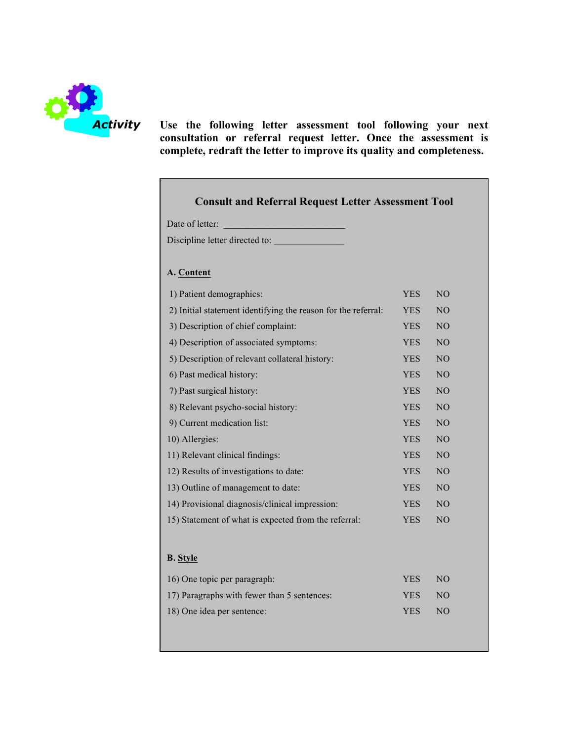**Activity**

**Use the following letter assessment tool following your next consultation or referral request letter. Once the assessment is complete, redraft the letter to improve its quality and completeness.**

## Consult and Referral Request Letter Assessment Tool

Date of letter: ___________________________

Discipline letter directed to: _______________

**A. Content**

| | | |
|---|---|---|
| 1) Patient demographics: | YES | NO |
| 2) Initial statement identifying the reason for the referral: | YES | NO |
| 3) Description of chief complaint: | YES | NO |
| 4) Description of associated symptoms: | YES | NO |
| 5) Description of relevant collateral history: | YES | NO |
| 6) Past medical history: | YES | NO |
| 7) Past surgical history: | YES | NO |
| 8) Relevant psycho-social history: | YES | NO |
| 9) Current medication list: | YES | NO |
| 10) Allergies: | YES | NO |
| 11) Relevant clinical findings: | YES | NO |
| 12) Results of investigations to date: | YES | NO |
| 13) Outline of management to date: | YES | NO |
| 14) Provisional diagnosis/clinical impression: | YES | NO |
| 15) Statement of what is expected from the referral: | YES | NO |

**B. Style**

| | | |
|---|---|---|
| 16) One topic per paragraph: | YES | NO |
| 17) Paragraphs with fewer than 5 sentences: | YES | NO |
| 18) One idea per sentence: | YES | NO |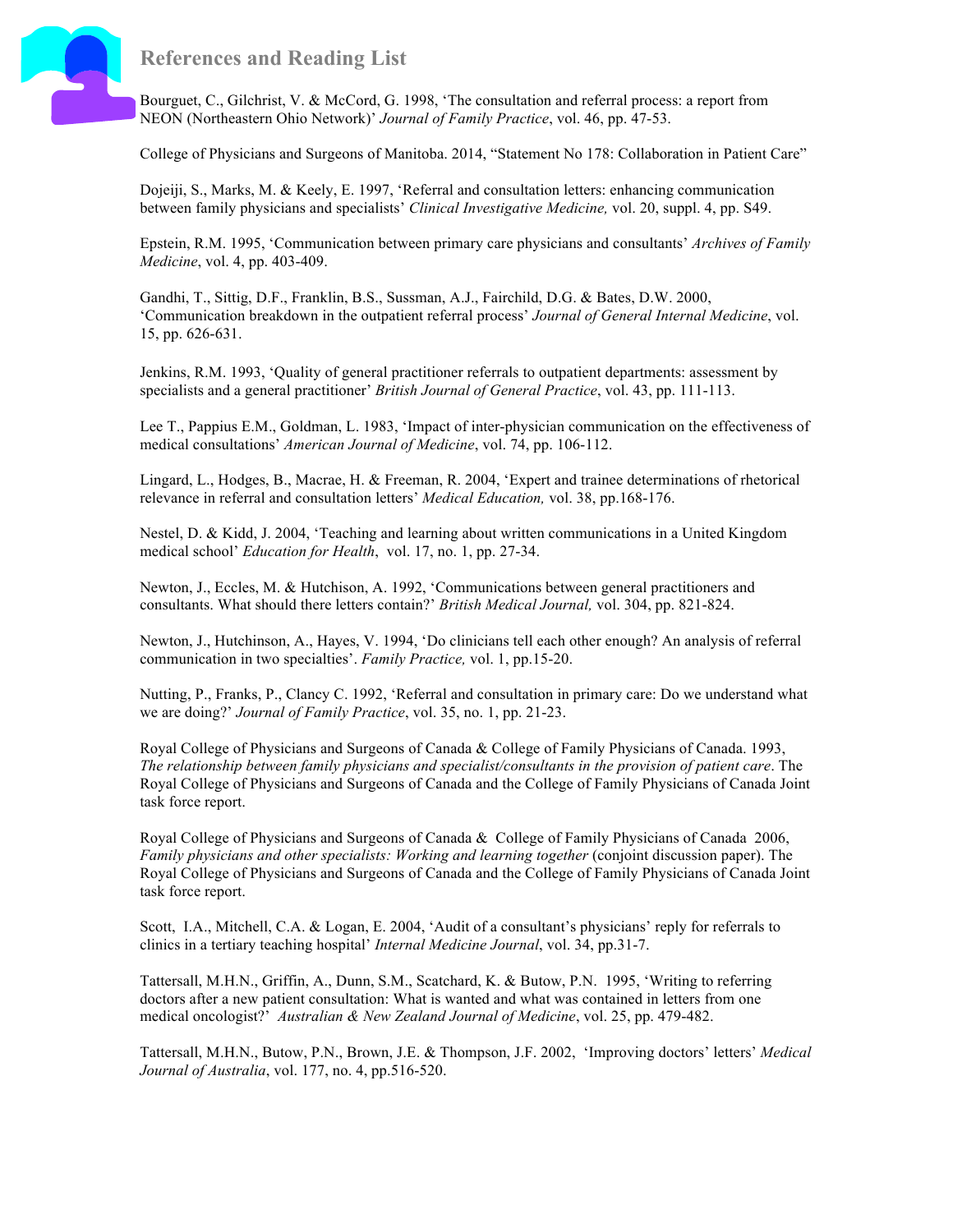# References and Reading List

Bourguet, C., Gilchrist, V. & McCord, G. 1998, 'The consultation and referral process: a report from NEON (Northeastern Ohio Network)' *Journal of Family Practice*, vol. 46, pp. 47-53.

College of Physicians and Surgeons of Manitoba. 2014, "Statement No 178: Collaboration in Patient Care"

Dojeiji, S., Marks, M. & Keely, E. 1997, 'Referral and consultation letters: enhancing communication between family physicians and specialists' *Clinical Investigative Medicine,* vol. 20, suppl. 4, pp. S49.

Epstein, R.M. 1995, 'Communication between primary care physicians and consultants' *Archives of Family Medicine*, vol. 4, pp. 403-409.

Gandhi, T., Sittig, D.F., Franklin, B.S., Sussman, A.J., Fairchild, D.G. & Bates, D.W. 2000, 'Communication breakdown in the outpatient referral process' *Journal of General Internal Medicine*, vol. 15, pp. 626-631.

Jenkins, R.M. 1993, 'Quality of general practitioner referrals to outpatient departments: assessment by specialists and a general practitioner' *British Journal of General Practice*, vol. 43, pp. 111-113.

Lee T., Pappius E.M., Goldman, L. 1983, 'Impact of inter-physician communication on the effectiveness of medical consultations' *American Journal of Medicine*, vol. 74, pp. 106-112.

Lingard, L., Hodges, B., Macrae, H. & Freeman, R. 2004, 'Expert and trainee determinations of rhetorical relevance in referral and consultation letters' *Medical Education,* vol. 38, pp.168-176.

Nestel, D. & Kidd, J. 2004, 'Teaching and learning about written communications in a United Kingdom medical school' *Education for Health*, vol. 17, no. 1, pp. 27-34.

Newton, J., Eccles, M. & Hutchison, A. 1992, 'Communications between general practitioners and consultants. What should there letters contain?' *British Medical Journal,* vol. 304, pp. 821-824.

Newton, J., Hutchinson, A., Hayes, V. 1994, 'Do clinicians tell each other enough? An analysis of referral communication in two specialties'. *Family Practice,* vol. 1, pp.15-20.

Nutting, P., Franks, P., Clancy C. 1992, 'Referral and consultation in primary care: Do we understand what we are doing?' *Journal of Family Practice*, vol. 35, no. 1, pp. 21-23.

Royal College of Physicians and Surgeons of Canada & College of Family Physicians of Canada. 1993, *The relationship between family physicians and specialist/consultants in the provision of patient care*. The Royal College of Physicians and Surgeons of Canada and the College of Family Physicians of Canada Joint task force report.

Royal College of Physicians and Surgeons of Canada & College of Family Physicians of Canada 2006, *Family physicians and other specialists: Working and learning together* (conjoint discussion paper). The Royal College of Physicians and Surgeons of Canada and the College of Family Physicians of Canada Joint task force report.

Scott, I.A., Mitchell, C.A. & Logan, E. 2004, 'Audit of a consultant's physicians' reply for referrals to clinics in a tertiary teaching hospital' *Internal Medicine Journal*, vol. 34, pp.31-7.

Tattersall, M.H.N., Griffin, A., Dunn, S.M., Scatchard, K. & Butow, P.N. 1995, 'Writing to referring doctors after a new patient consultation: What is wanted and what was contained in letters from one medical oncologist?' *Australian & New Zealand Journal of Medicine*, vol. 25, pp. 479-482.

Tattersall, M.H.N., Butow, P.N., Brown, J.E. & Thompson, J.F. 2002, 'Improving doctors' letters' *Medical Journal of Australia*, vol. 177, no. 4, pp.516-520.